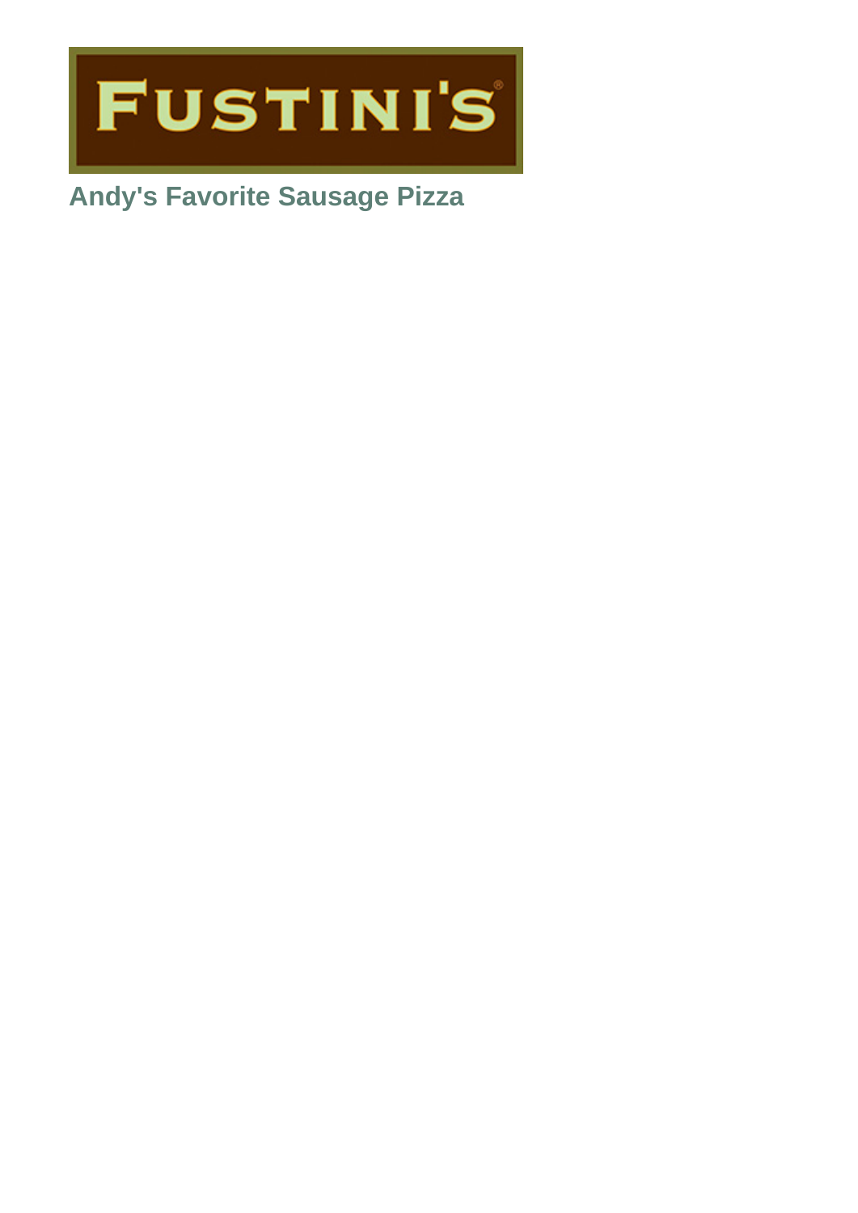FUSTINI'S

# Andy's Favorite Sausage Pizza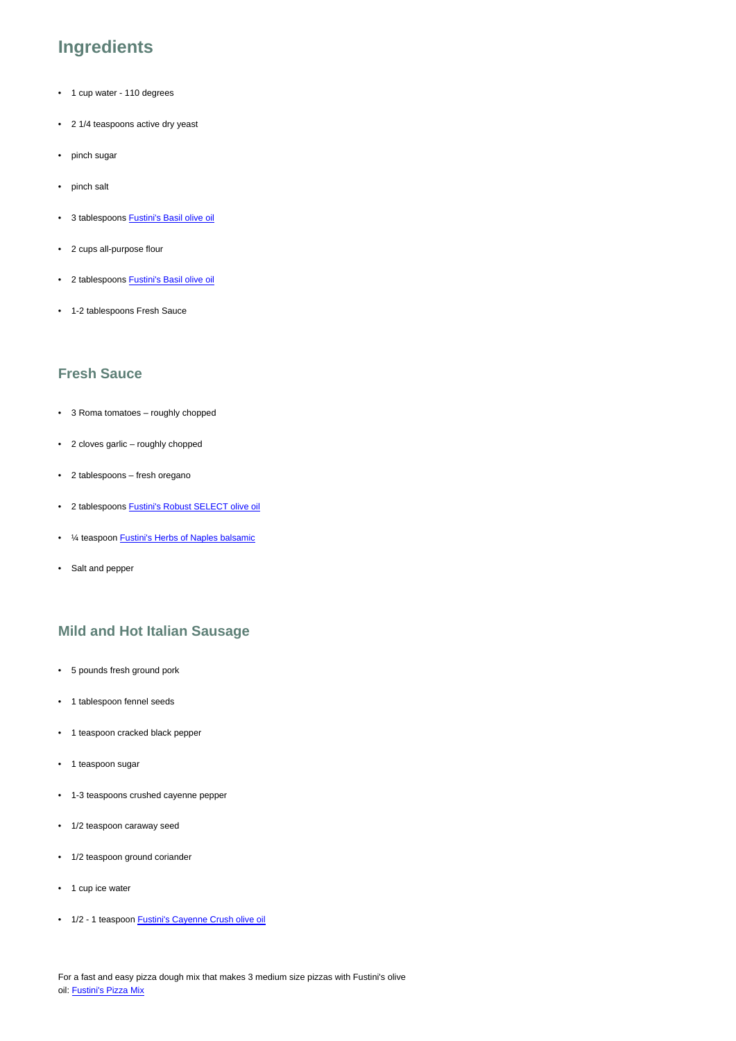## Ingredients

- 1 cup water - 110 degrees
- 2 1/4 teaspoons active dry yeast
- pinch sugar
- pinch salt
- 3 tablespoons Fustini's Basil olive oil
- 2 cups all-purpose flour
- 2 tablespoons Fustini's Basil olive oil
- 1-2 tablespoons Fresh Sauce

### Fresh Sauce

- 3 Roma tomatoes – roughly chopped
- 2 cloves garlic – roughly chopped
- 2 tablespoons – fresh oregano
- 2 tablespoons Fustini's Robust SELECT olive oil
- ¼ teaspoon Fustini's Herbs of Naples balsamic
- Salt and pepper

### Mild and Hot Italian Sausage

- 5 pounds fresh ground pork
- 1 tablespoon fennel seeds
- 1 teaspoon cracked black pepper
- 1 teaspoon sugar
- 1-3 teaspoons crushed cayenne pepper
- 1/2 teaspoon caraway seed
- 1/2 teaspoon ground coriander
- 1 cup ice water
- 1/2 - 1 teaspoon Fustini's Cayenne Crush olive oil

For a fast and easy pizza dough mix that makes 3 medium size pizzas with Fustini's olive oil: Fustini's Pizza Mix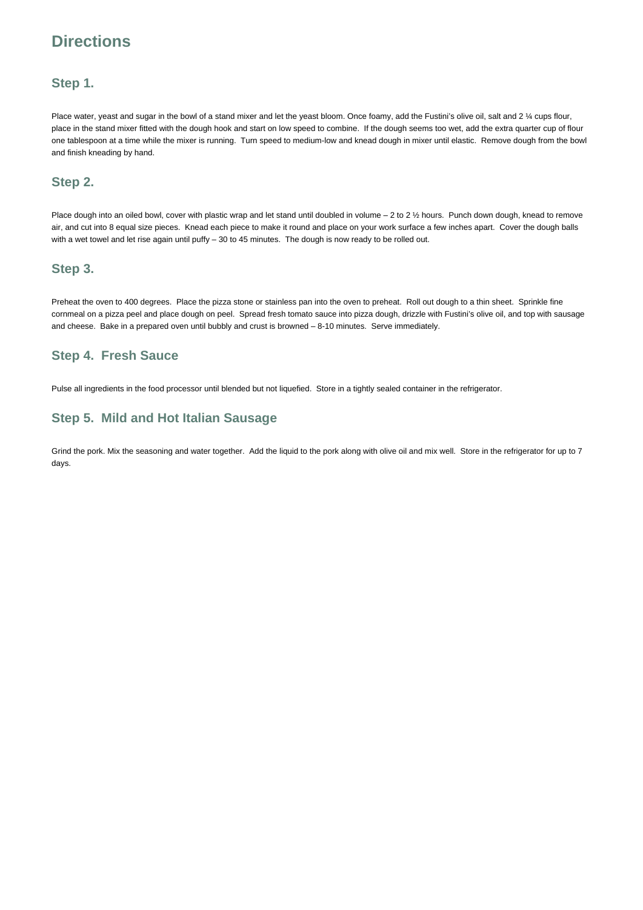# Directions

## Step 1.

Place water, yeast and sugar in the bowl of a stand mixer and let the yeast bloom. Once foamy, add the Fustini's olive oil, salt and 2 ¼ cups flour, place in the stand mixer fitted with the dough hook and start on low speed to combine. If the dough seems too wet, add the extra quarter cup of flour one tablespoon at a time while the mixer is running. Turn speed to medium-low and knead dough in mixer until elastic. Remove dough from the bowl and finish kneading by hand.

## Step 2.

Place dough into an oiled bowl, cover with plastic wrap and let stand until doubled in volume – 2 to 2 ½ hours. Punch down dough, knead to remove air, and cut into 8 equal size pieces. Knead each piece to make it round and place on your work surface a few inches apart. Cover the dough balls with a wet towel and let rise again until puffy – 30 to 45 minutes. The dough is now ready to be rolled out.

## Step 3.

Preheat the oven to 400 degrees. Place the pizza stone or stainless pan into the oven to preheat. Roll out dough to a thin sheet. Sprinkle fine cornmeal on a pizza peel and place dough on peel. Spread fresh tomato sauce into pizza dough, drizzle with Fustini's olive oil, and top with sausage and cheese. Bake in a prepared oven until bubbly and crust is browned – 8-10 minutes. Serve immediately.

## Step 4. Fresh Sauce

Pulse all ingredients in the food processor until blended but not liquefied. Store in a tightly sealed container in the refrigerator.

## Step 5. Mild and Hot Italian Sausage

Grind the pork. Mix the seasoning and water together. Add the liquid to the pork along with olive oil and mix well. Store in the refrigerator for up to 7 days.